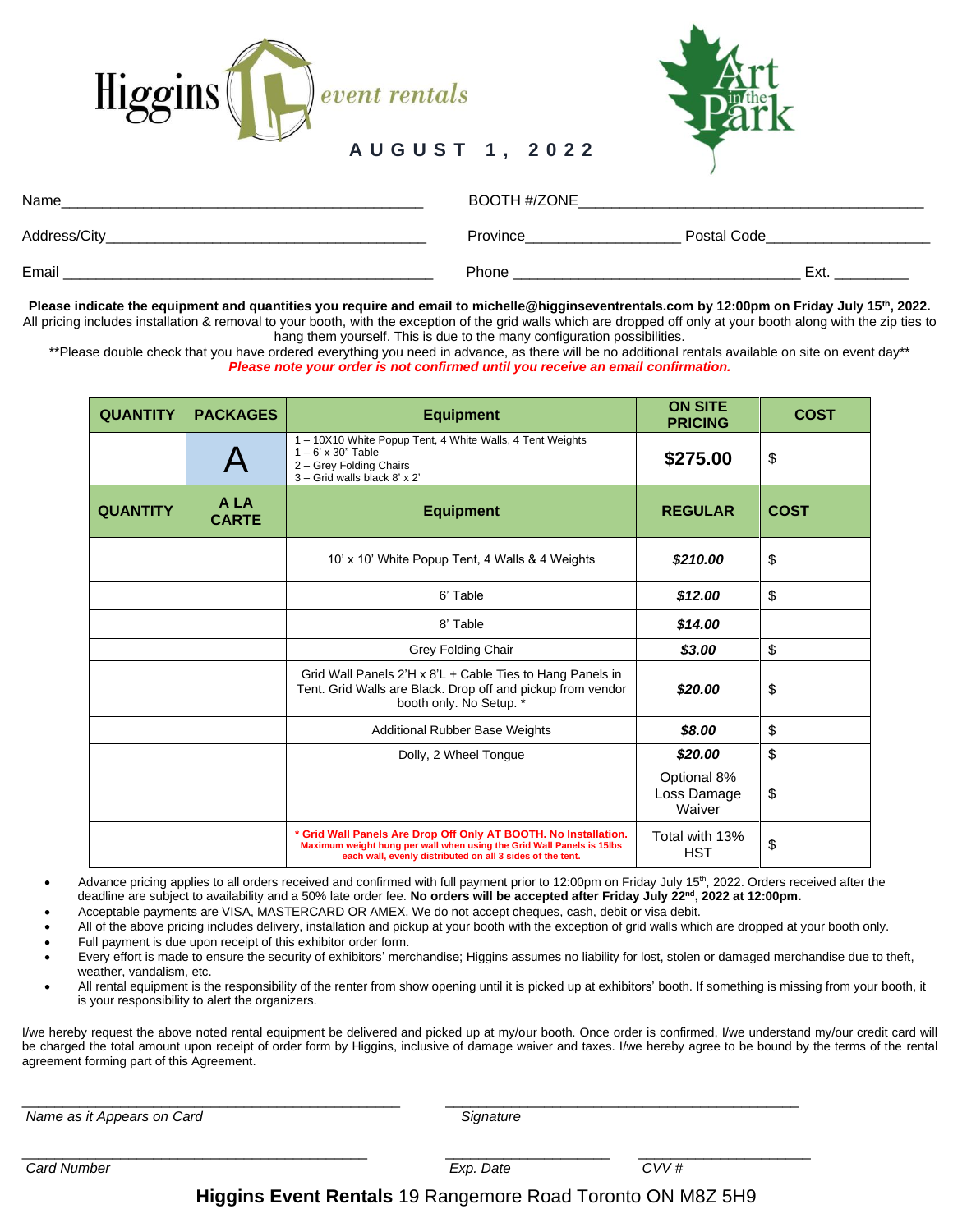Higgins event rentals

**Art in the Park**

**AUGUST 1, 2022**

Name____________________________________________ BOOTH #/ZONE__________________________________________

Address/City_______________________________________ Province__________________ Postal Code___________________

Email ____________________________________________ Phone __________________________________ Ext. _________

**Please indicate the equipment and quantities you require and email to michelle@higginseventrentals.com by 12:00pm on Friday July 15th, 2022.** All pricing includes installation & removal to your booth, with the exception of the grid walls which are dropped off only at your booth along with the zip ties to hang them yourself. This is due to the many configuration possibilities.

**Please double check that you have ordered everything you need in advance, as there will be no additional rentals available on site on event day**

***Please note your order is not confirmed until you receive an email confirmation.***

| QUANTITY | PACKAGES | Equipment | ON SITE PRICING | COST |
|---|---|---|---|---|
| | A | 1 – 10X10 White Popup Tent, 4 White Walls, 4 Tent Weights<br>1 – 6' x 30" Table<br>2 – Grey Folding Chairs<br>3 – Grid walls black 8' x 2' | **$275.00** | $ |
| **QUANTITY** | **A LA CARTE** | **Equipment** | **REGULAR** | **COST** |
| | | 10' x 10' White Popup Tent, 4 Walls & 4 Weights | ***$210.00*** | $ |
| | | 6' Table | ***$12.00*** | $ |
| | | 8' Table | ***$14.00*** | |
| | | Grey Folding Chair | ***$3.00*** | $ |
| | | Grid Wall Panels 2'H x 8'L + Cable Ties to Hang Panels in Tent. Grid Walls are Black. Drop off and pickup from vendor booth only. No Setup. * | ***$20.00*** | $ |
| | | Additional Rubber Base Weights | ***$8.00*** | $ |
| | | Dolly, 2 Wheel Tongue | ***$20.00*** | $ |
| | | | Optional 8% Loss Damage Waiver | $ |
| | | **\* Grid Wall Panels Are Drop Off Only AT BOOTH. No Installation.** **Maximum weight hung per wall when using the Grid Wall Panels is 15lbs each wall, evenly distributed on all 3 sides of the tent.** | Total with 13% HST | $ |

- Advance pricing applies to all orders received and confirmed with full payment prior to 12:00pm on Friday July 15th, 2022. Orders received after the deadline are subject to availability and a 50% late order fee. **No orders will be accepted after Friday July 22nd, 2022 at 12:00pm.**
- Acceptable payments are VISA, MASTERCARD OR AMEX. We do not accept cheques, cash, debit or visa debit.
- All of the above pricing includes delivery, installation and pickup at your booth with the exception of grid walls which are dropped at your booth only.
- Full payment is due upon receipt of this exhibitor order form.
- Every effort is made to ensure the security of exhibitors' merchandise; Higgins assumes no liability for lost, stolen or damaged merchandise due to theft, weather, vandalism, etc.
- All rental equipment is the responsibility of the renter from show opening until it is picked up at exhibitors' booth. If something is missing from your booth, it is your responsibility to alert the organizers.

I/we hereby request the above noted rental equipment be delivered and picked up at my/our booth. Once order is confirmed, I/we understand my/our credit card will be charged the total amount upon receipt of order form by Higgins, inclusive of damage waiver and taxes. I/we hereby agree to be bound by the terms of the rental agreement forming part of this Agreement.

______________________________________________ ____________________________________________

*Name as it Appears on Card* *Signature*

____________________________________________ ____________________ _____________________

*Card Number* *Exp. Date* *CVV #*

**Higgins Event Rentals** 19 Rangemore Road Toronto ON M8Z 5H9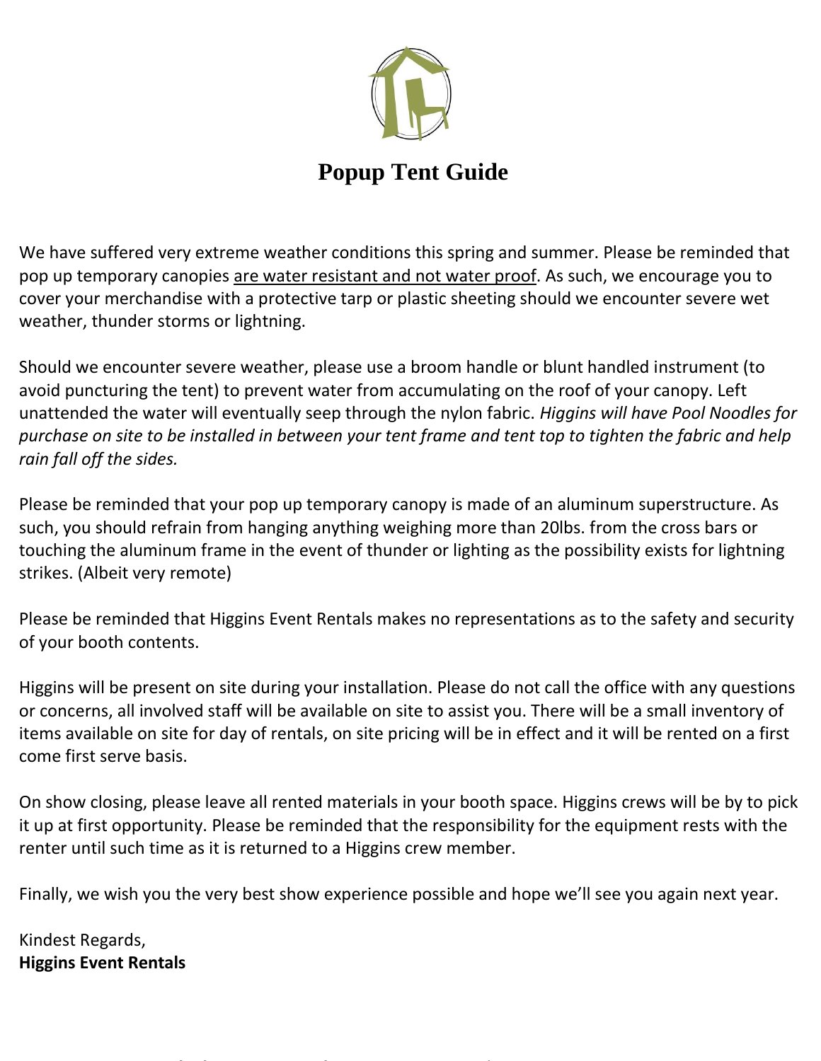# Popup Tent Guide

We have suffered very extreme weather conditions this spring and summer. Please be reminded that pop up temporary canopies are water resistant and not water proof. As such, we encourage you to cover your merchandise with a protective tarp or plastic sheeting should we encounter severe wet weather, thunder storms or lightning.

Should we encounter severe weather, please use a broom handle or blunt handled instrument (to avoid puncturing the tent) to prevent water from accumulating on the roof of your canopy. Left unattended the water will eventually seep through the nylon fabric. *Higgins will have Pool Noodles for purchase on site to be installed in between your tent frame and tent top to tighten the fabric and help rain fall off the sides.*

Please be reminded that your pop up temporary canopy is made of an aluminum superstructure. As such, you should refrain from hanging anything weighing more than 20lbs. from the cross bars or touching the aluminum frame in the event of thunder or lighting as the possibility exists for lightning strikes. (Albeit very remote)

Please be reminded that Higgins Event Rentals makes no representations as to the safety and security of your booth contents.

Higgins will be present on site during your installation. Please do not call the office with any questions or concerns, all involved staff will be available on site to assist you. There will be a small inventory of items available on site for day of rentals, on site pricing will be in effect and it will be rented on a first come first serve basis.

On show closing, please leave all rented materials in your booth space. Higgins crews will be by to pick it up at first opportunity. Please be reminded that the responsibility for the equipment rests with the renter until such time as it is returned to a Higgins crew member.

Finally, we wish you the very best show experience possible and hope we'll see you again next year.

Kindest Regards,
**Higgins Event Rentals**